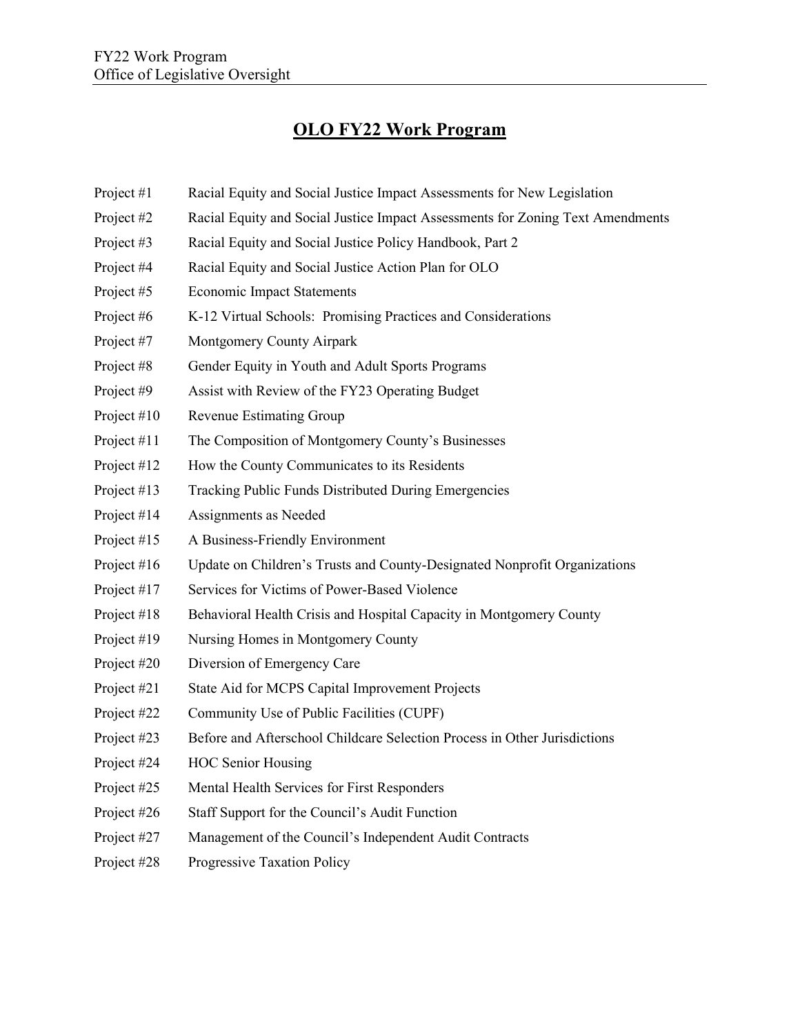# OLO FY22 Work Program

| | |
|---|---|
| Project #1 | Racial Equity and Social Justice Impact Assessments for New Legislation |
| Project #2 | Racial Equity and Social Justice Impact Assessments for Zoning Text Amendments |
| Project #3 | Racial Equity and Social Justice Policy Handbook, Part 2 |
| Project #4 | Racial Equity and Social Justice Action Plan for OLO |
| Project #5 | Economic Impact Statements |
| Project #6 | K-12 Virtual Schools: Promising Practices and Considerations |
| Project #7 | Montgomery County Airpark |
| Project #8 | Gender Equity in Youth and Adult Sports Programs |
| Project #9 | Assist with Review of the FY23 Operating Budget |
| Project #10 | Revenue Estimating Group |
| Project #11 | The Composition of Montgomery County's Businesses |
| Project #12 | How the County Communicates to its Residents |
| Project #13 | Tracking Public Funds Distributed During Emergencies |
| Project #14 | Assignments as Needed |
| Project #15 | A Business-Friendly Environment |
| Project #16 | Update on Children's Trusts and County-Designated Nonprofit Organizations |
| Project #17 | Services for Victims of Power-Based Violence |
| Project #18 | Behavioral Health Crisis and Hospital Capacity in Montgomery County |
| Project #19 | Nursing Homes in Montgomery County |
| Project #20 | Diversion of Emergency Care |
| Project #21 | State Aid for MCPS Capital Improvement Projects |
| Project #22 | Community Use of Public Facilities (CUPF) |
| Project #23 | Before and Afterschool Childcare Selection Process in Other Jurisdictions |
| Project #24 | HOC Senior Housing |
| Project #25 | Mental Health Services for First Responders |
| Project #26 | Staff Support for the Council's Audit Function |
| Project #27 | Management of the Council's Independent Audit Contracts |
| Project #28 | Progressive Taxation Policy |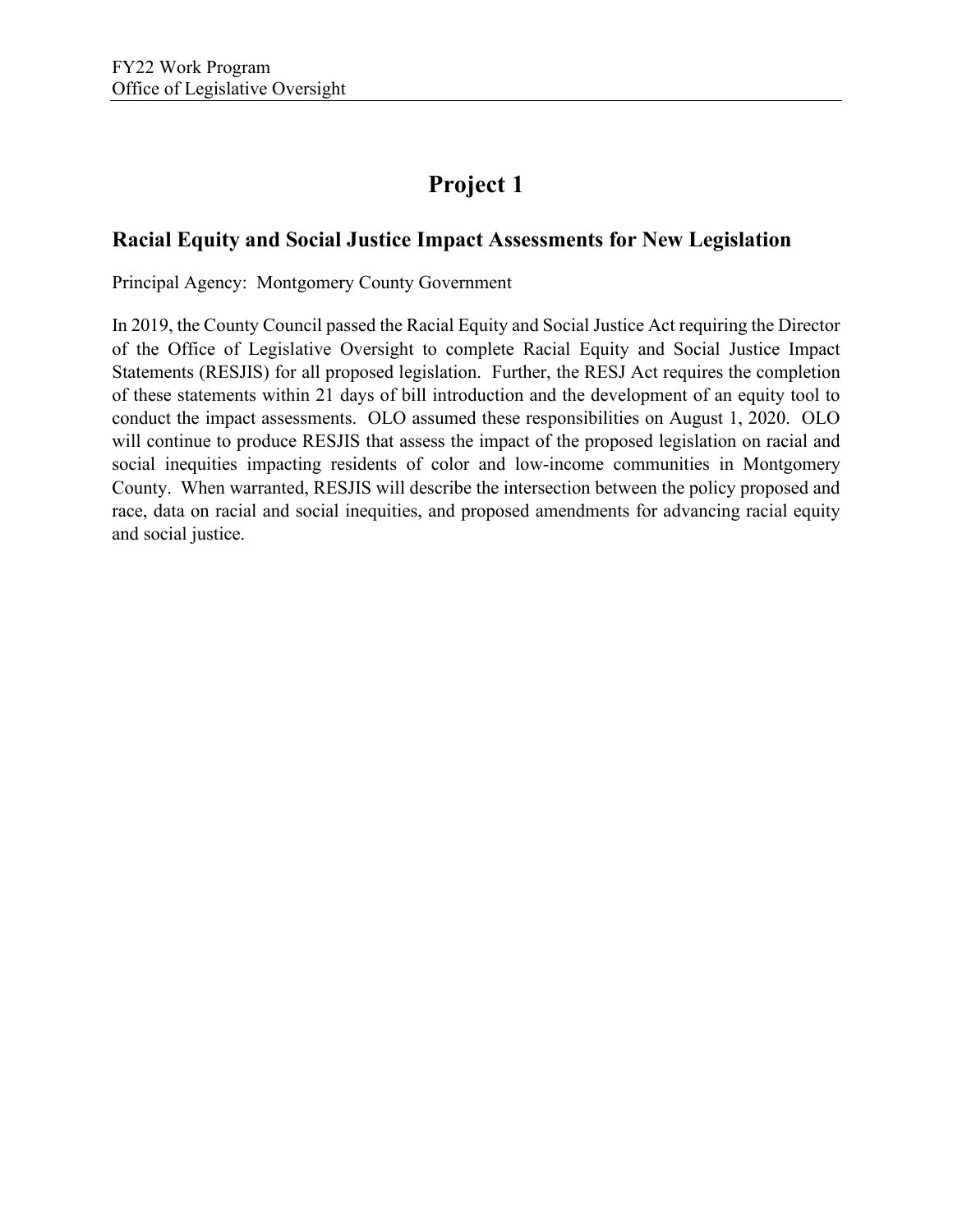# Project 1

## Racial Equity and Social Justice Impact Assessments for New Legislation

Principal Agency: Montgomery County Government

In 2019, the County Council passed the Racial Equity and Social Justice Act requiring the Director of the Office of Legislative Oversight to complete Racial Equity and Social Justice Impact Statements (RESJIS) for all proposed legislation. Further, the RESJ Act requires the completion of these statements within 21 days of bill introduction and the development of an equity tool to conduct the impact assessments. OLO assumed these responsibilities on August 1, 2020. OLO will continue to produce RESJIS that assess the impact of the proposed legislation on racial and social inequities impacting residents of color and low-income communities in Montgomery County. When warranted, RESJIS will describe the intersection between the policy proposed and race, data on racial and social inequities, and proposed amendments for advancing racial equity and social justice.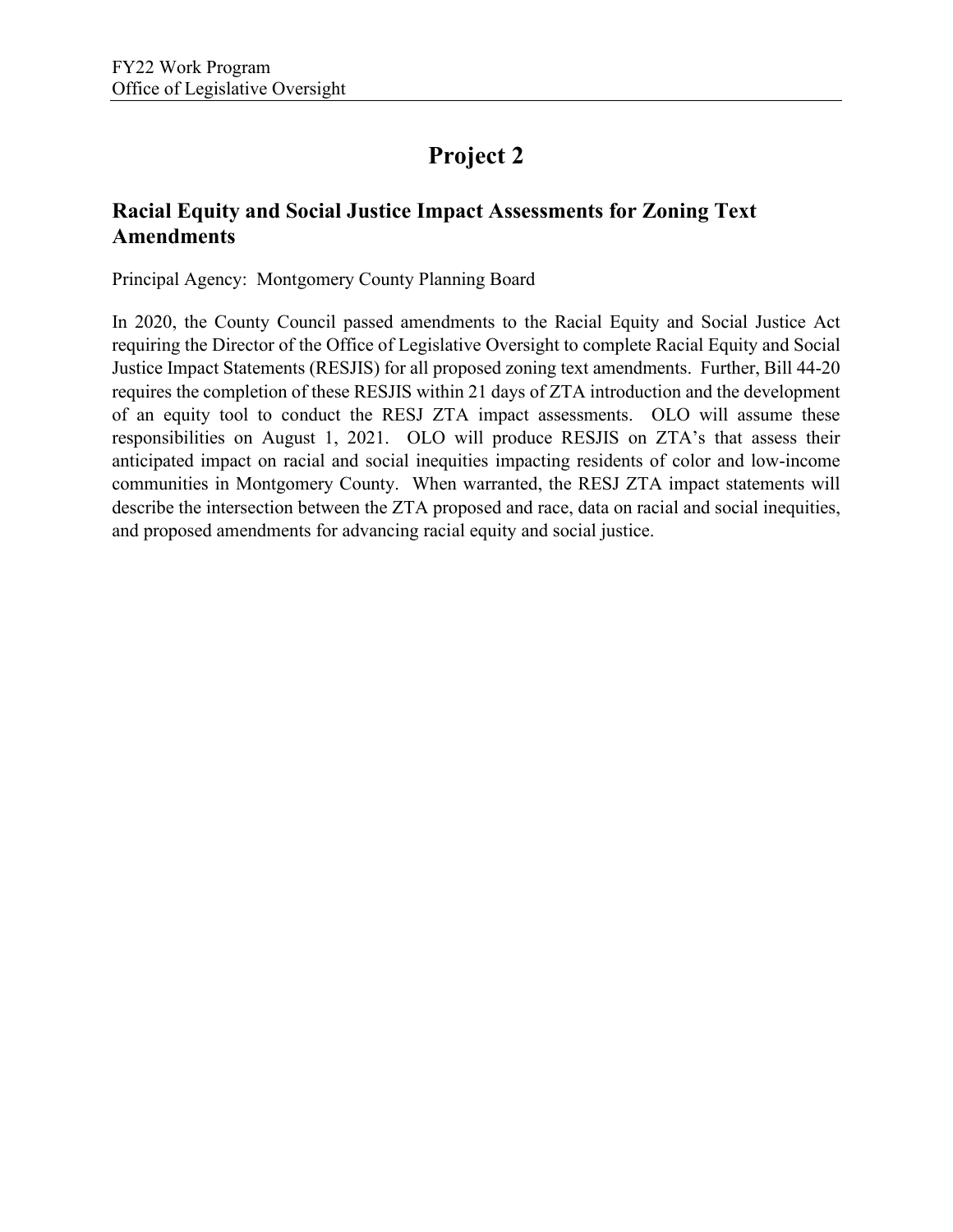# Project 2

## Racial Equity and Social Justice Impact Assessments for Zoning Text Amendments

Principal Agency: Montgomery County Planning Board

In 2020, the County Council passed amendments to the Racial Equity and Social Justice Act requiring the Director of the Office of Legislative Oversight to complete Racial Equity and Social Justice Impact Statements (RESJIS) for all proposed zoning text amendments. Further, Bill 44-20 requires the completion of these RESJIS within 21 days of ZTA introduction and the development of an equity tool to conduct the RESJ ZTA impact assessments. OLO will assume these responsibilities on August 1, 2021. OLO will produce RESJIS on ZTA's that assess their anticipated impact on racial and social inequities impacting residents of color and low-income communities in Montgomery County. When warranted, the RESJ ZTA impact statements will describe the intersection between the ZTA proposed and race, data on racial and social inequities, and proposed amendments for advancing racial equity and social justice.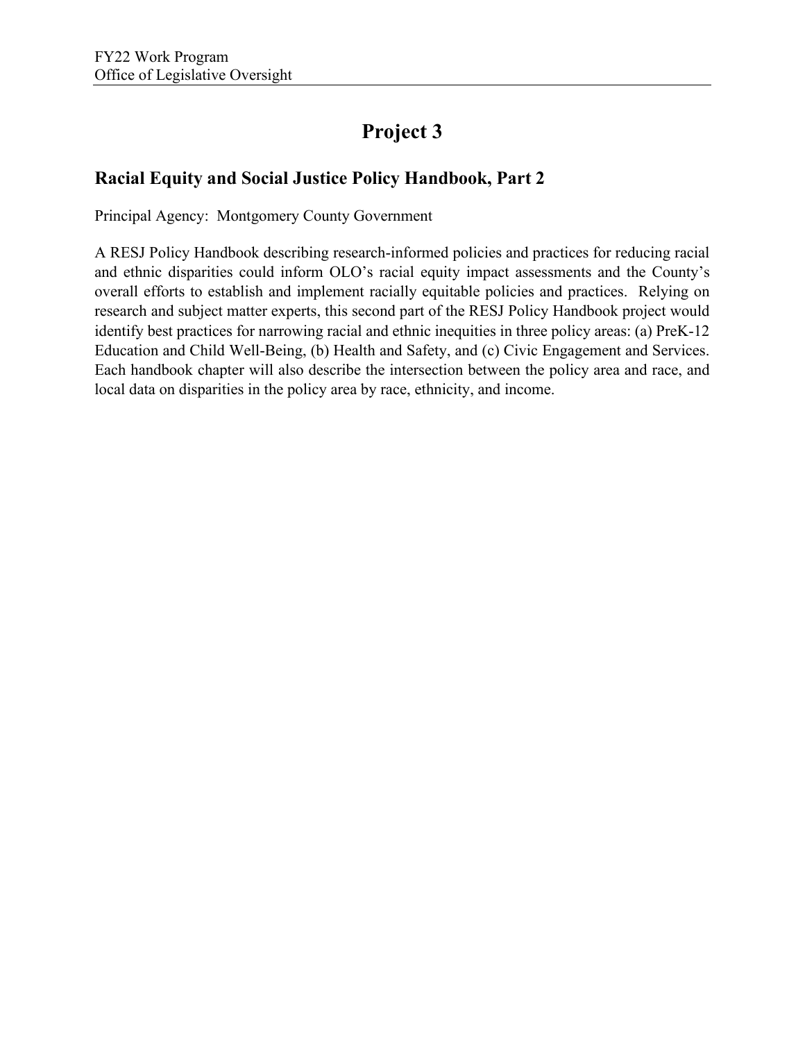# Project 3

## Racial Equity and Social Justice Policy Handbook, Part 2

Principal Agency: Montgomery County Government

A RESJ Policy Handbook describing research-informed policies and practices for reducing racial and ethnic disparities could inform OLO's racial equity impact assessments and the County's overall efforts to establish and implement racially equitable policies and practices. Relying on research and subject matter experts, this second part of the RESJ Policy Handbook project would identify best practices for narrowing racial and ethnic inequities in three policy areas: (a) PreK-12 Education and Child Well-Being, (b) Health and Safety, and (c) Civic Engagement and Services. Each handbook chapter will also describe the intersection between the policy area and race, and local data on disparities in the policy area by race, ethnicity, and income.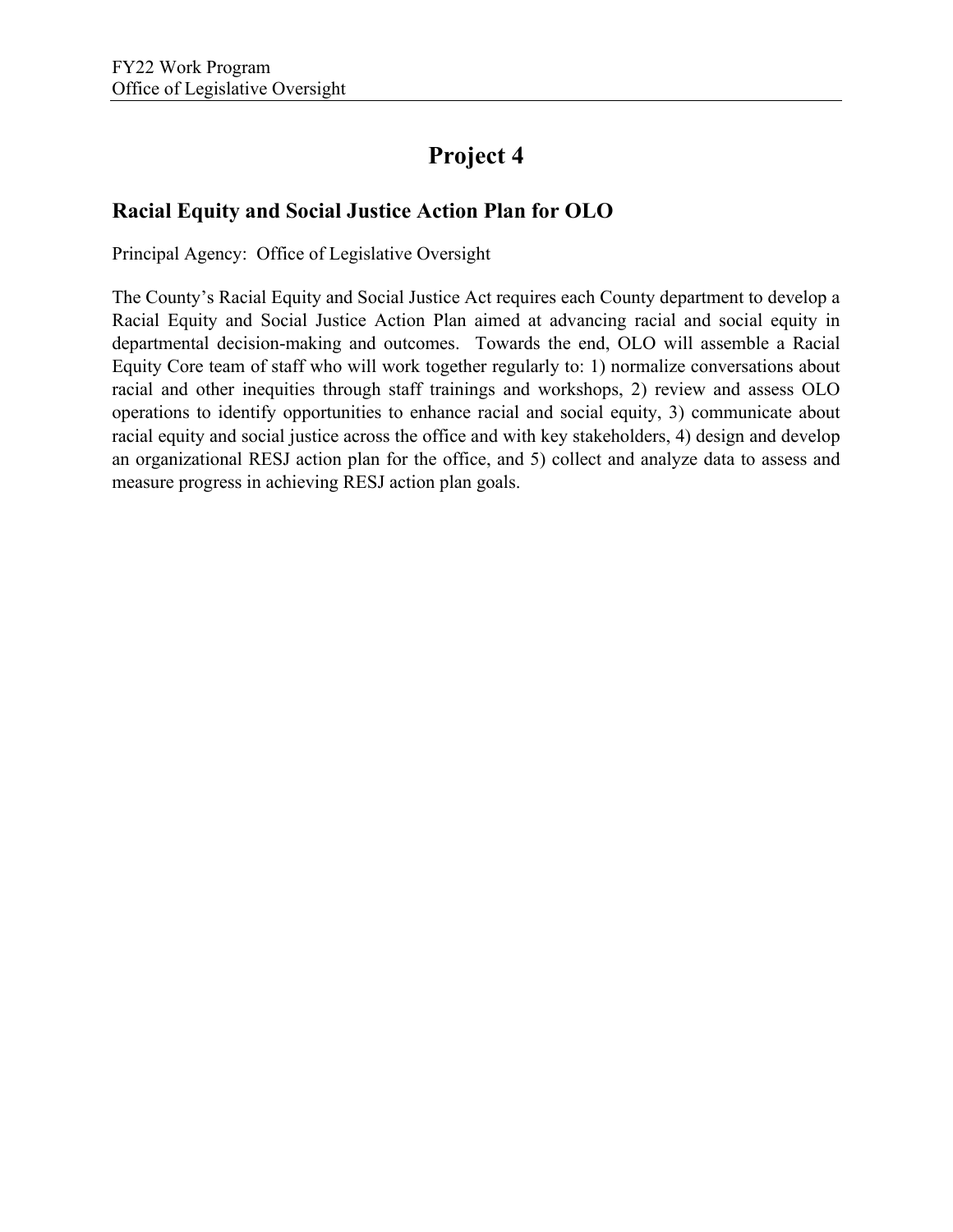# Project 4

## Racial Equity and Social Justice Action Plan for OLO

Principal Agency: Office of Legislative Oversight

The County's Racial Equity and Social Justice Act requires each County department to develop a Racial Equity and Social Justice Action Plan aimed at advancing racial and social equity in departmental decision-making and outcomes. Towards the end, OLO will assemble a Racial Equity Core team of staff who will work together regularly to: 1) normalize conversations about racial and other inequities through staff trainings and workshops, 2) review and assess OLO operations to identify opportunities to enhance racial and social equity, 3) communicate about racial equity and social justice across the office and with key stakeholders, 4) design and develop an organizational RESJ action plan for the office, and 5) collect and analyze data to assess and measure progress in achieving RESJ action plan goals.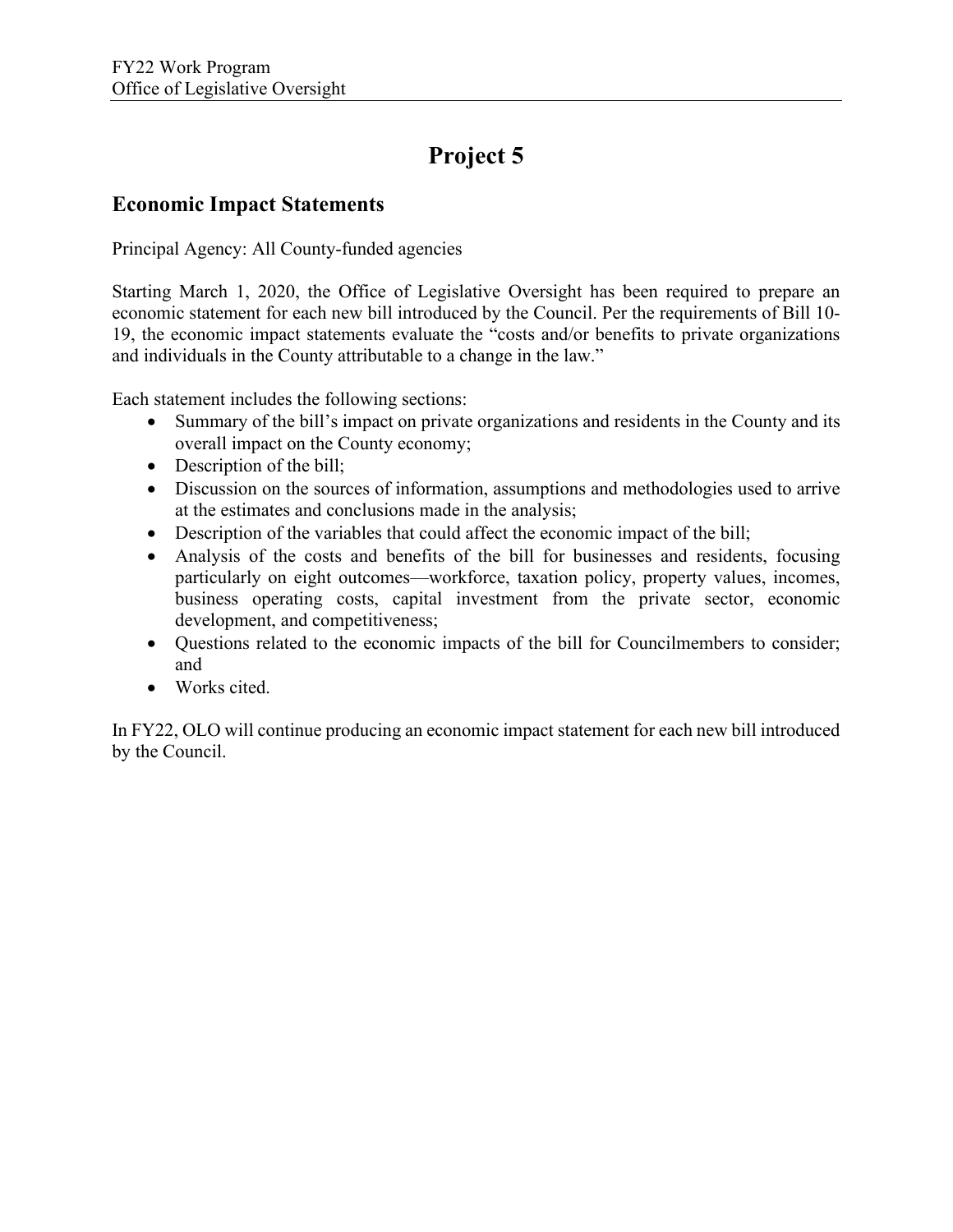# Project 5

## Economic Impact Statements

Principal Agency: All County-funded agencies

Starting March 1, 2020, the Office of Legislative Oversight has been required to prepare an economic statement for each new bill introduced by the Council. Per the requirements of Bill 10-19, the economic impact statements evaluate the "costs and/or benefits to private organizations and individuals in the County attributable to a change in the law."

Each statement includes the following sections:

- Summary of the bill's impact on private organizations and residents in the County and its overall impact on the County economy;
- Description of the bill;
- Discussion on the sources of information, assumptions and methodologies used to arrive at the estimates and conclusions made in the analysis;
- Description of the variables that could affect the economic impact of the bill;
- Analysis of the costs and benefits of the bill for businesses and residents, focusing particularly on eight outcomes—workforce, taxation policy, property values, incomes, business operating costs, capital investment from the private sector, economic development, and competitiveness;
- Questions related to the economic impacts of the bill for Councilmembers to consider; and
- Works cited.

In FY22, OLO will continue producing an economic impact statement for each new bill introduced by the Council.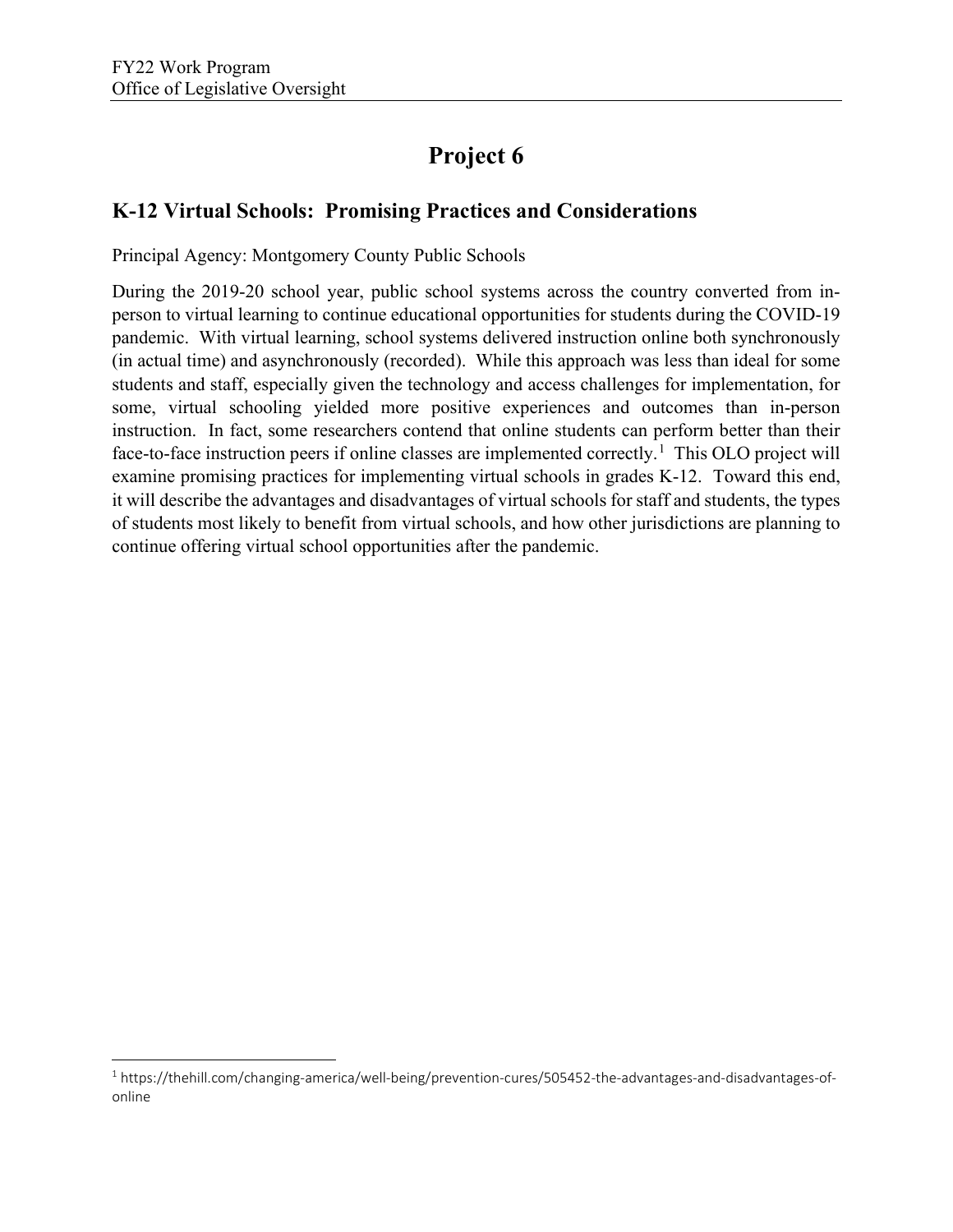# Project 6

## K-12 Virtual Schools: Promising Practices and Considerations

Principal Agency: Montgomery County Public Schools

During the 2019-20 school year, public school systems across the country converted from in-person to virtual learning to continue educational opportunities for students during the COVID-19 pandemic. With virtual learning, school systems delivered instruction online both synchronously (in actual time) and asynchronously (recorded). While this approach was less than ideal for some students and staff, especially given the technology and access challenges for implementation, for some, virtual schooling yielded more positive experiences and outcomes than in-person instruction. In fact, some researchers contend that online students can perform better than their face-to-face instruction peers if online classes are implemented correctly.[1] This OLO project will examine promising practices for implementing virtual schools in grades K-12. Toward this end, it will describe the advantages and disadvantages of virtual schools for staff and students, the types of students most likely to benefit from virtual schools, and how other jurisdictions are planning to continue offering virtual school opportunities after the pandemic.

---

[1] https://thehill.com/changing-america/well-being/prevention-cures/505452-the-advantages-and-disadvantages-of-online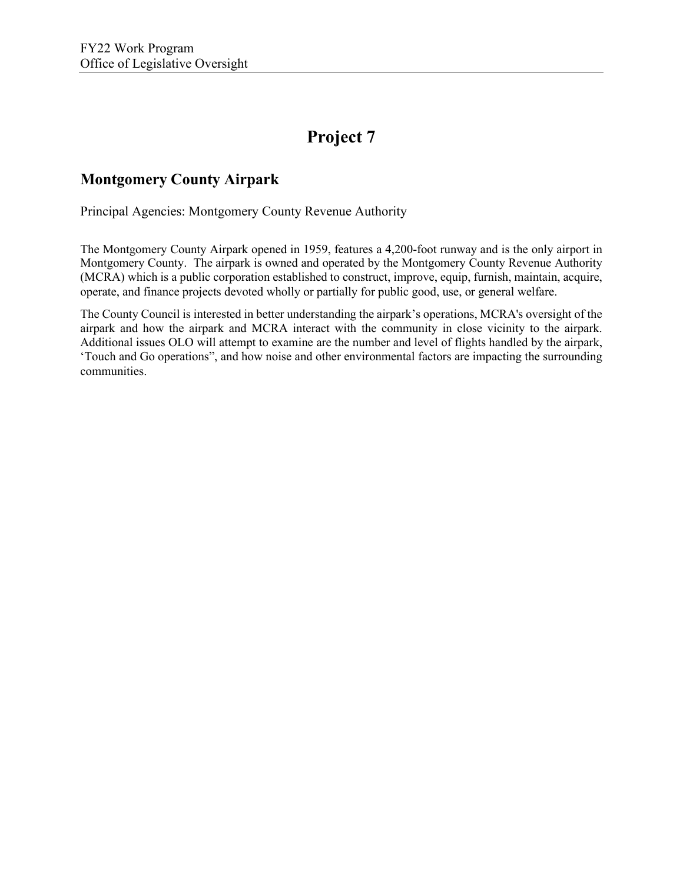# Project 7

## Montgomery County Airpark

Principal Agencies: Montgomery County Revenue Authority

The Montgomery County Airpark opened in 1959, features a 4,200-foot runway and is the only airport in Montgomery County. The airpark is owned and operated by the Montgomery County Revenue Authority (MCRA) which is a public corporation established to construct, improve, equip, furnish, maintain, acquire, operate, and finance projects devoted wholly or partially for public good, use, or general welfare.

The County Council is interested in better understanding the airpark's operations, MCRA's oversight of the airpark and how the airpark and MCRA interact with the community in close vicinity to the airpark. Additional issues OLO will attempt to examine are the number and level of flights handled by the airpark, 'Touch and Go operations", and how noise and other environmental factors are impacting the surrounding communities.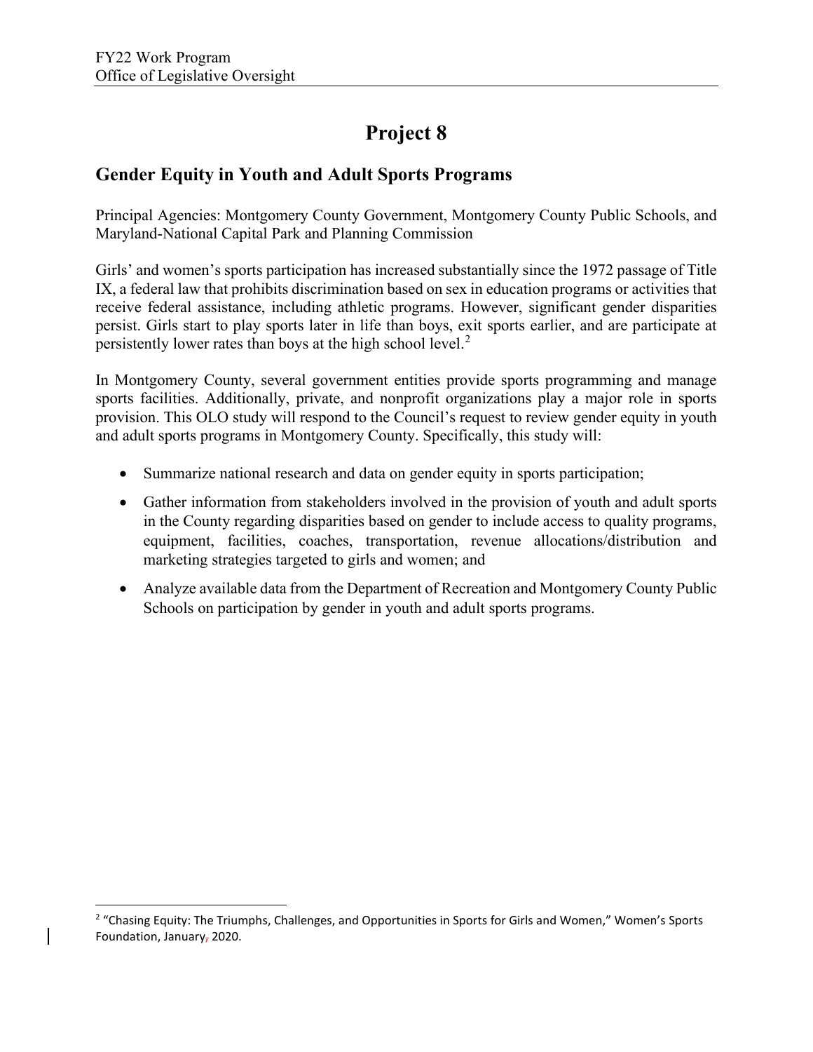# Project 8

## Gender Equity in Youth and Adult Sports Programs

Principal Agencies: Montgomery County Government, Montgomery County Public Schools, and Maryland-National Capital Park and Planning Commission

Girls' and women's sports participation has increased substantially since the 1972 passage of Title IX, a federal law that prohibits discrimination based on sex in education programs or activities that receive federal assistance, including athletic programs. However, significant gender disparities persist. Girls start to play sports later in life than boys, exit sports earlier, and are participate at persistently lower rates than boys at the high school level.[2]

In Montgomery County, several government entities provide sports programming and manage sports facilities. Additionally, private, and nonprofit organizations play a major role in sports provision. This OLO study will respond to the Council's request to review gender equity in youth and adult sports programs in Montgomery County. Specifically, this study will:

- Summarize national research and data on gender equity in sports participation;
- Gather information from stakeholders involved in the provision of youth and adult sports in the County regarding disparities based on gender to include access to quality programs, equipment, facilities, coaches, transportation, revenue allocations/distribution and marketing strategies targeted to girls and women; and
- Analyze available data from the Department of Recreation and Montgomery County Public Schools on participation by gender in youth and adult sports programs.

[2] "Chasing Equity: The Triumphs, Challenges, and Opportunities in Sports for Girls and Women," Women's Sports Foundation, January, 2020.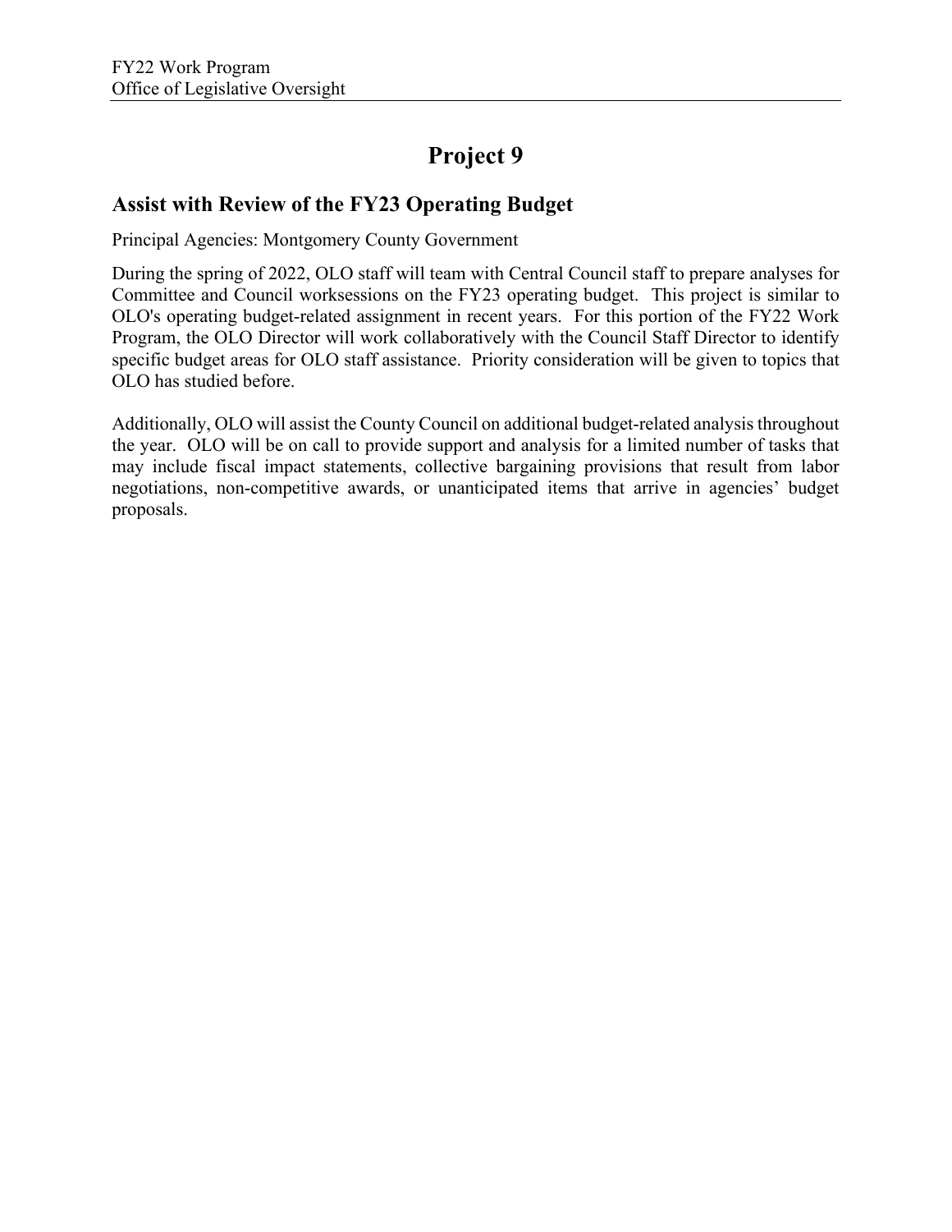# Project 9

## Assist with Review of the FY23 Operating Budget

Principal Agencies: Montgomery County Government

During the spring of 2022, OLO staff will team with Central Council staff to prepare analyses for Committee and Council worksessions on the FY23 operating budget. This project is similar to OLO's operating budget-related assignment in recent years. For this portion of the FY22 Work Program, the OLO Director will work collaboratively with the Council Staff Director to identify specific budget areas for OLO staff assistance. Priority consideration will be given to topics that OLO has studied before.

Additionally, OLO will assist the County Council on additional budget-related analysis throughout the year. OLO will be on call to provide support and analysis for a limited number of tasks that may include fiscal impact statements, collective bargaining provisions that result from labor negotiations, non-competitive awards, or unanticipated items that arrive in agencies' budget proposals.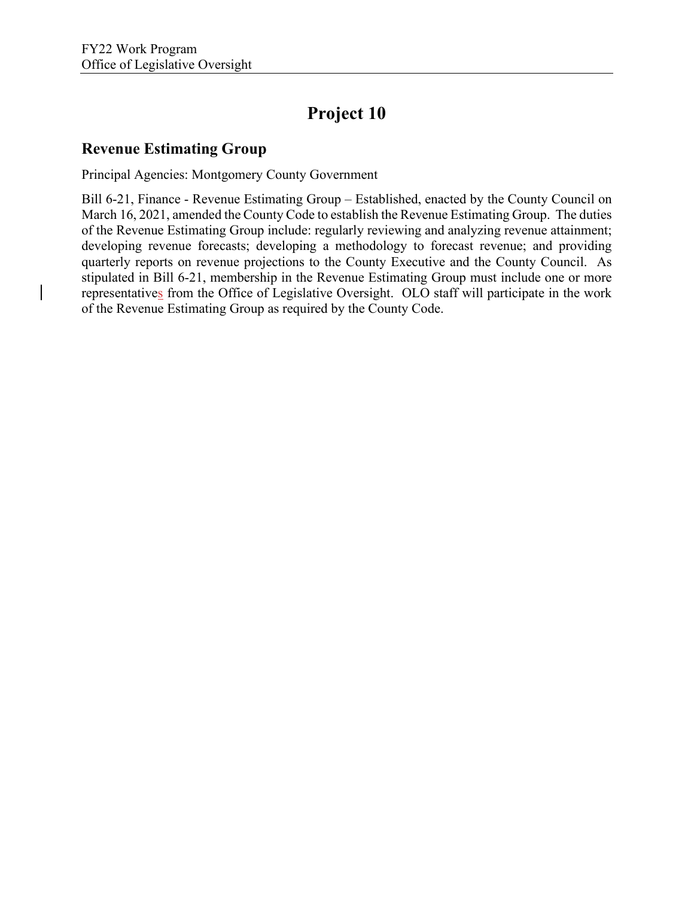# Project 10

## Revenue Estimating Group

Principal Agencies: Montgomery County Government

Bill 6-21, Finance - Revenue Estimating Group – Established, enacted by the County Council on March 16, 2021, amended the County Code to establish the Revenue Estimating Group. The duties of the Revenue Estimating Group include: regularly reviewing and analyzing revenue attainment; developing revenue forecasts; developing a methodology to forecast revenue; and providing quarterly reports on revenue projections to the County Executive and the County Council. As stipulated in Bill 6-21, membership in the Revenue Estimating Group must include one or more representatives from the Office of Legislative Oversight. OLO staff will participate in the work of the Revenue Estimating Group as required by the County Code.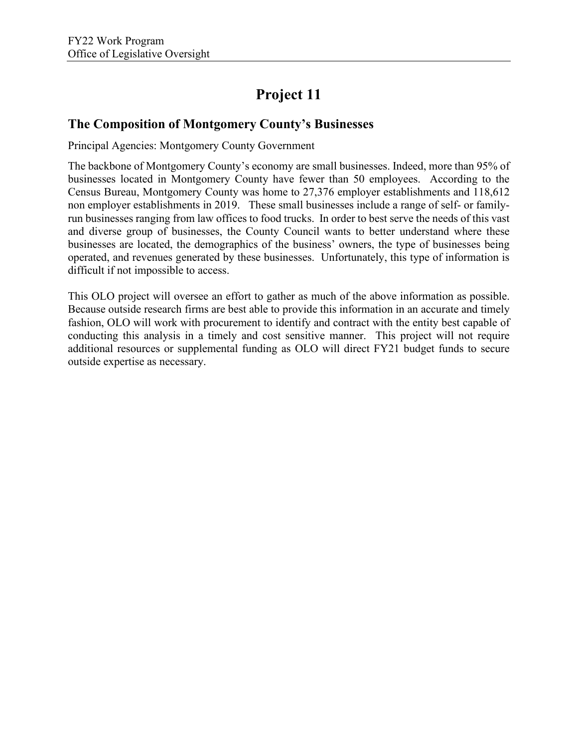# Project 11

## The Composition of Montgomery County's Businesses

Principal Agencies: Montgomery County Government

The backbone of Montgomery County's economy are small businesses. Indeed, more than 95% of businesses located in Montgomery County have fewer than 50 employees. According to the Census Bureau, Montgomery County was home to 27,376 employer establishments and 118,612 non employer establishments in 2019. These small businesses include a range of self- or family-run businesses ranging from law offices to food trucks. In order to best serve the needs of this vast and diverse group of businesses, the County Council wants to better understand where these businesses are located, the demographics of the business' owners, the type of businesses being operated, and revenues generated by these businesses. Unfortunately, this type of information is difficult if not impossible to access.

This OLO project will oversee an effort to gather as much of the above information as possible. Because outside research firms are best able to provide this information in an accurate and timely fashion, OLO will work with procurement to identify and contract with the entity best capable of conducting this analysis in a timely and cost sensitive manner. This project will not require additional resources or supplemental funding as OLO will direct FY21 budget funds to secure outside expertise as necessary.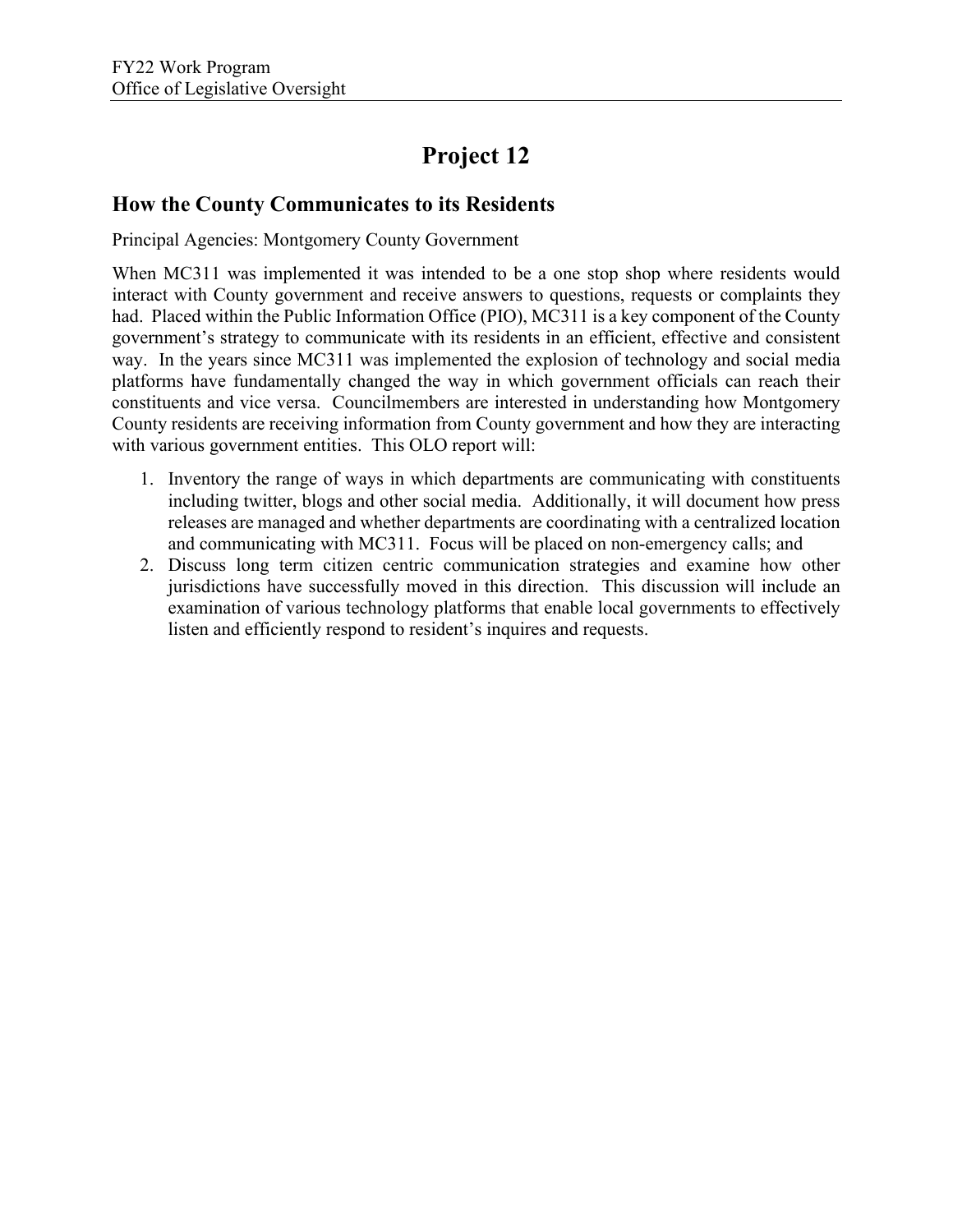# Project 12

## How the County Communicates to its Residents

Principal Agencies: Montgomery County Government

When MC311 was implemented it was intended to be a one stop shop where residents would interact with County government and receive answers to questions, requests or complaints they had. Placed within the Public Information Office (PIO), MC311 is a key component of the County government's strategy to communicate with its residents in an efficient, effective and consistent way. In the years since MC311 was implemented the explosion of technology and social media platforms have fundamentally changed the way in which government officials can reach their constituents and vice versa. Councilmembers are interested in understanding how Montgomery County residents are receiving information from County government and how they are interacting with various government entities. This OLO report will:

1. Inventory the range of ways in which departments are communicating with constituents including twitter, blogs and other social media. Additionally, it will document how press releases are managed and whether departments are coordinating with a centralized location and communicating with MC311. Focus will be placed on non-emergency calls; and
2. Discuss long term citizen centric communication strategies and examine how other jurisdictions have successfully moved in this direction. This discussion will include an examination of various technology platforms that enable local governments to effectively listen and efficiently respond to resident's inquires and requests.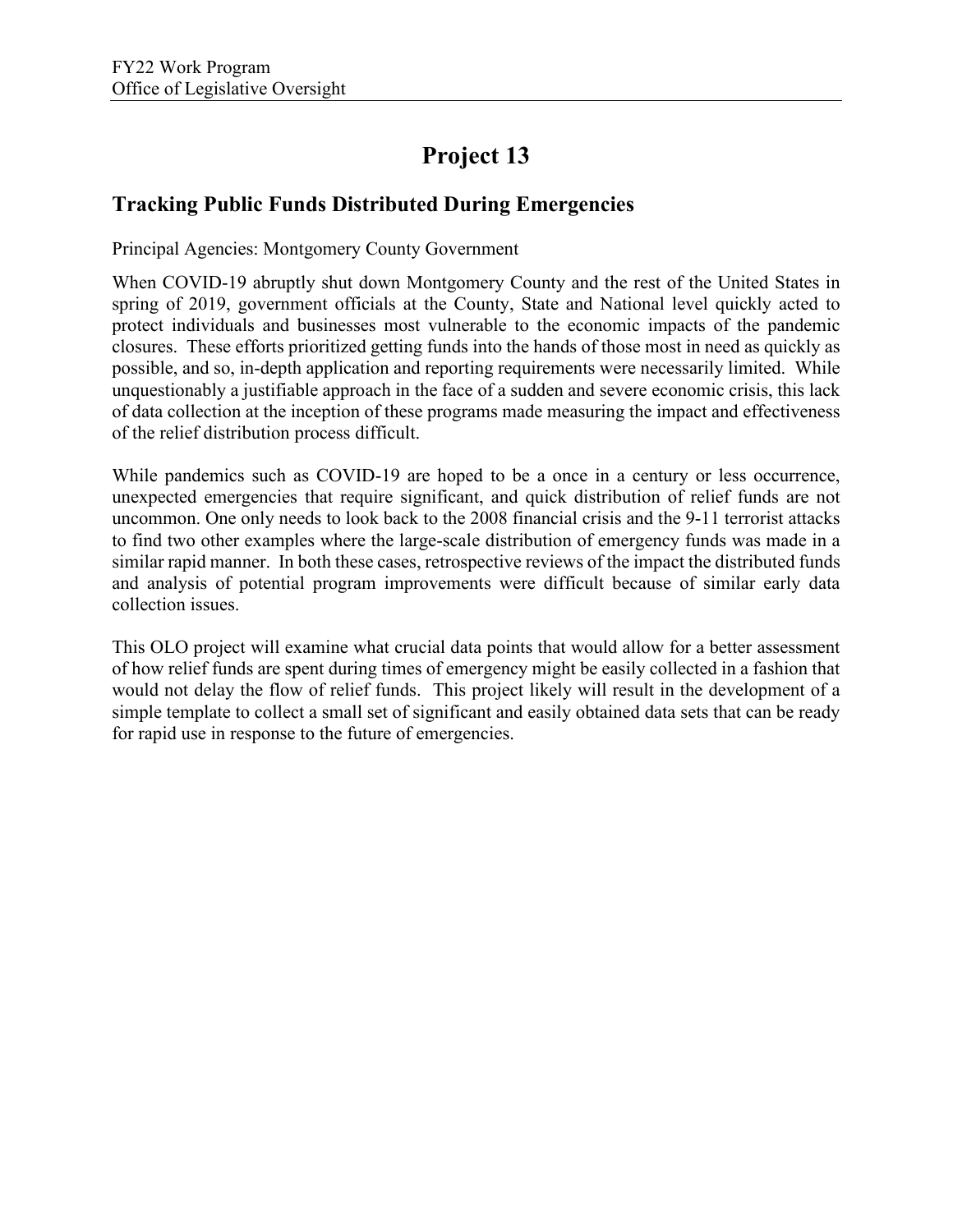# Project 13

## Tracking Public Funds Distributed During Emergencies

Principal Agencies: Montgomery County Government

When COVID-19 abruptly shut down Montgomery County and the rest of the United States in spring of 2019, government officials at the County, State and National level quickly acted to protect individuals and businesses most vulnerable to the economic impacts of the pandemic closures. These efforts prioritized getting funds into the hands of those most in need as quickly as possible, and so, in-depth application and reporting requirements were necessarily limited. While unquestionably a justifiable approach in the face of a sudden and severe economic crisis, this lack of data collection at the inception of these programs made measuring the impact and effectiveness of the relief distribution process difficult.

While pandemics such as COVID-19 are hoped to be a once in a century or less occurrence, unexpected emergencies that require significant, and quick distribution of relief funds are not uncommon. One only needs to look back to the 2008 financial crisis and the 9-11 terrorist attacks to find two other examples where the large-scale distribution of emergency funds was made in a similar rapid manner. In both these cases, retrospective reviews of the impact the distributed funds and analysis of potential program improvements were difficult because of similar early data collection issues.

This OLO project will examine what crucial data points that would allow for a better assessment of how relief funds are spent during times of emergency might be easily collected in a fashion that would not delay the flow of relief funds. This project likely will result in the development of a simple template to collect a small set of significant and easily obtained data sets that can be ready for rapid use in response to the future of emergencies.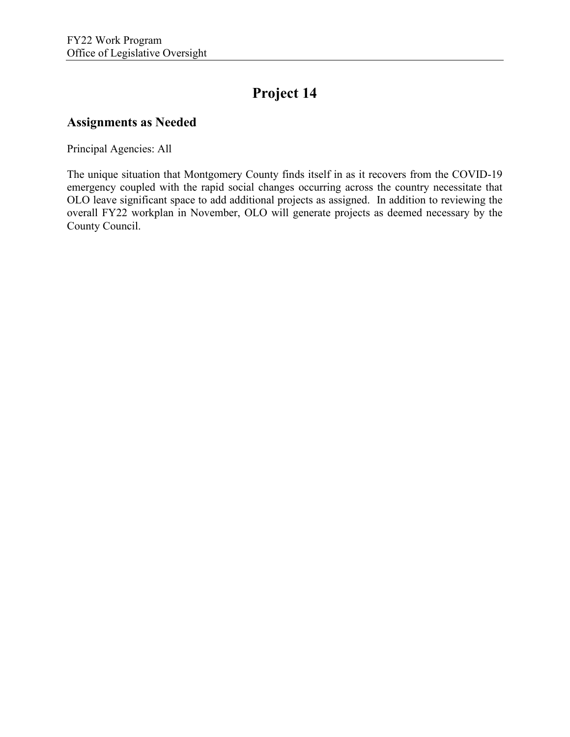# Project 14

## Assignments as Needed

Principal Agencies: All

The unique situation that Montgomery County finds itself in as it recovers from the COVID-19 emergency coupled with the rapid social changes occurring across the country necessitate that OLO leave significant space to add additional projects as assigned. In addition to reviewing the overall FY22 workplan in November, OLO will generate projects as deemed necessary by the County Council.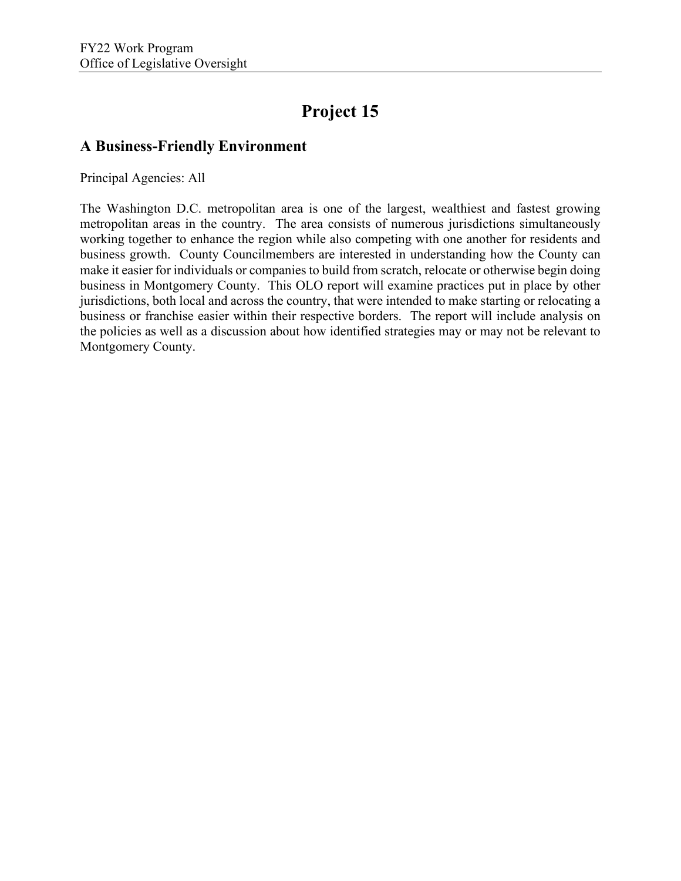# Project 15

## A Business-Friendly Environment

Principal Agencies: All

The Washington D.C. metropolitan area is one of the largest, wealthiest and fastest growing metropolitan areas in the country. The area consists of numerous jurisdictions simultaneously working together to enhance the region while also competing with one another for residents and business growth. County Councilmembers are interested in understanding how the County can make it easier for individuals or companies to build from scratch, relocate or otherwise begin doing business in Montgomery County. This OLO report will examine practices put in place by other jurisdictions, both local and across the country, that were intended to make starting or relocating a business or franchise easier within their respective borders. The report will include analysis on the policies as well as a discussion about how identified strategies may or may not be relevant to Montgomery County.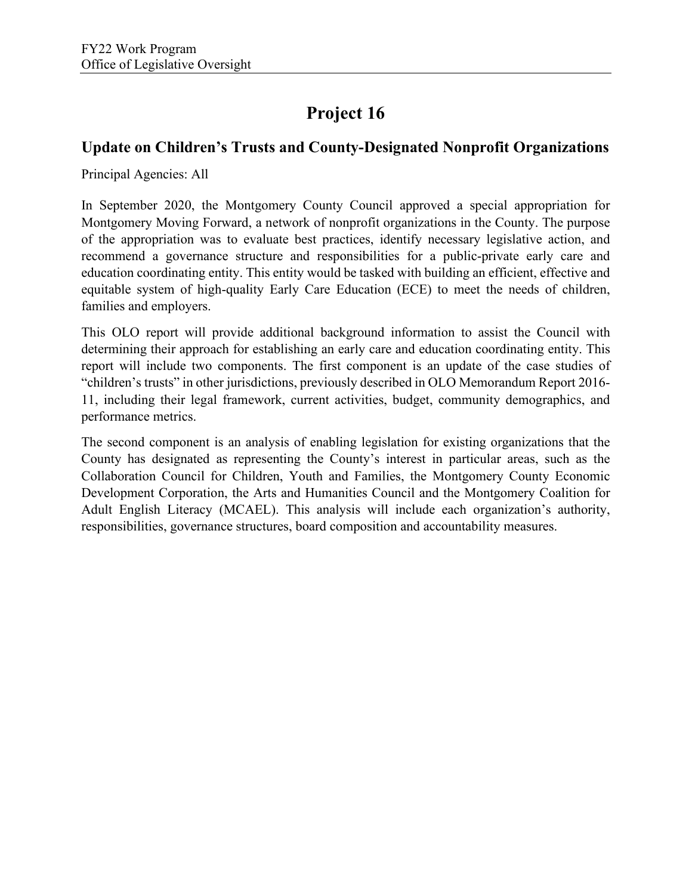# Project 16

## Update on Children's Trusts and County-Designated Nonprofit Organizations

Principal Agencies: All

In September 2020, the Montgomery County Council approved a special appropriation for Montgomery Moving Forward, a network of nonprofit organizations in the County. The purpose of the appropriation was to evaluate best practices, identify necessary legislative action, and recommend a governance structure and responsibilities for a public-private early care and education coordinating entity. This entity would be tasked with building an efficient, effective and equitable system of high-quality Early Care Education (ECE) to meet the needs of children, families and employers.

This OLO report will provide additional background information to assist the Council with determining their approach for establishing an early care and education coordinating entity. This report will include two components. The first component is an update of the case studies of "children's trusts" in other jurisdictions, previously described in OLO Memorandum Report 2016-11, including their legal framework, current activities, budget, community demographics, and performance metrics.

The second component is an analysis of enabling legislation for existing organizations that the County has designated as representing the County's interest in particular areas, such as the Collaboration Council for Children, Youth and Families, the Montgomery County Economic Development Corporation, the Arts and Humanities Council and the Montgomery Coalition for Adult English Literacy (MCAEL). This analysis will include each organization's authority, responsibilities, governance structures, board composition and accountability measures.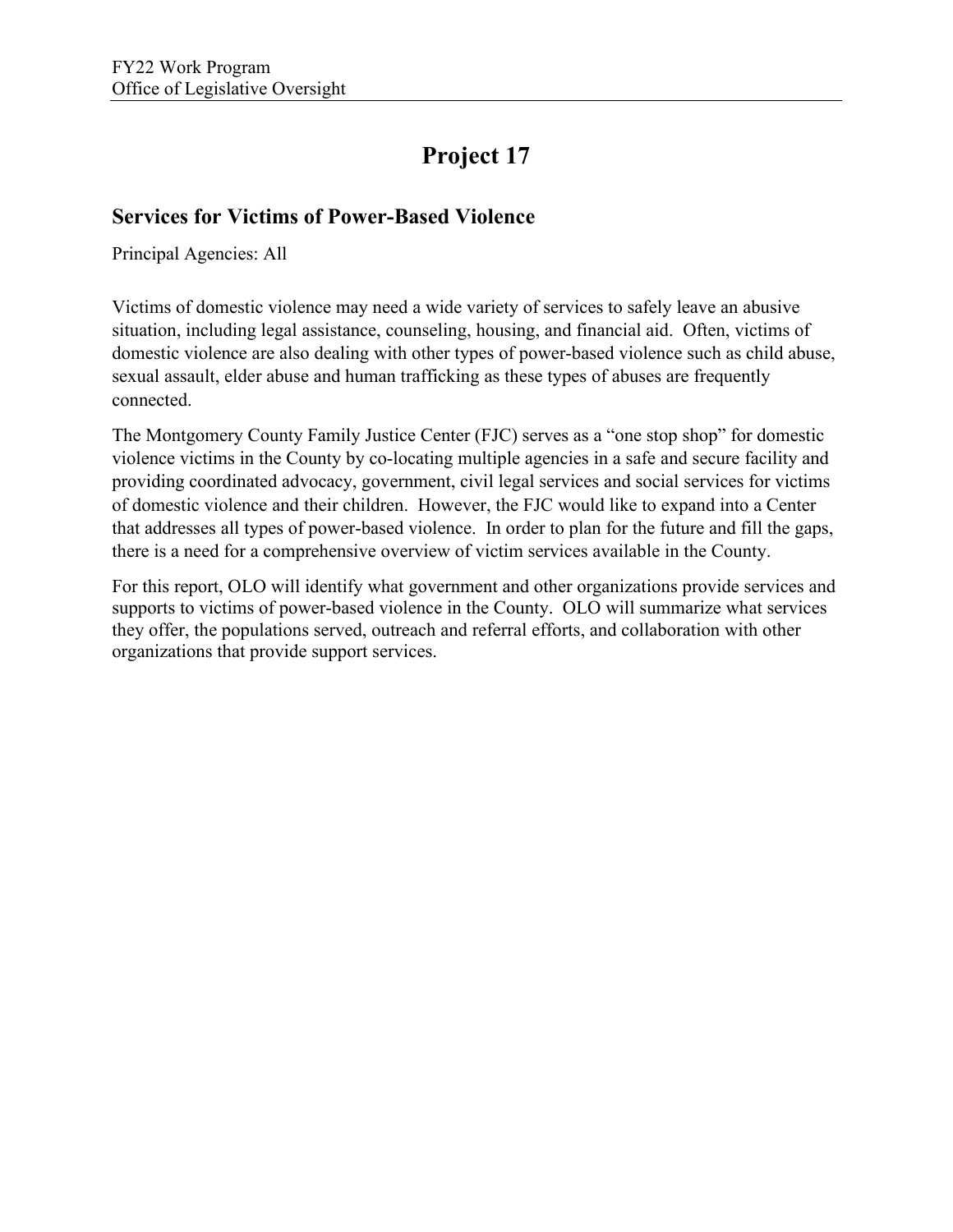# Project 17

## Services for Victims of Power-Based Violence

Principal Agencies: All

Victims of domestic violence may need a wide variety of services to safely leave an abusive situation, including legal assistance, counseling, housing, and financial aid. Often, victims of domestic violence are also dealing with other types of power-based violence such as child abuse, sexual assault, elder abuse and human trafficking as these types of abuses are frequently connected.

The Montgomery County Family Justice Center (FJC) serves as a "one stop shop" for domestic violence victims in the County by co-locating multiple agencies in a safe and secure facility and providing coordinated advocacy, government, civil legal services and social services for victims of domestic violence and their children. However, the FJC would like to expand into a Center that addresses all types of power-based violence. In order to plan for the future and fill the gaps, there is a need for a comprehensive overview of victim services available in the County.

For this report, OLO will identify what government and other organizations provide services and supports to victims of power-based violence in the County. OLO will summarize what services they offer, the populations served, outreach and referral efforts, and collaboration with other organizations that provide support services.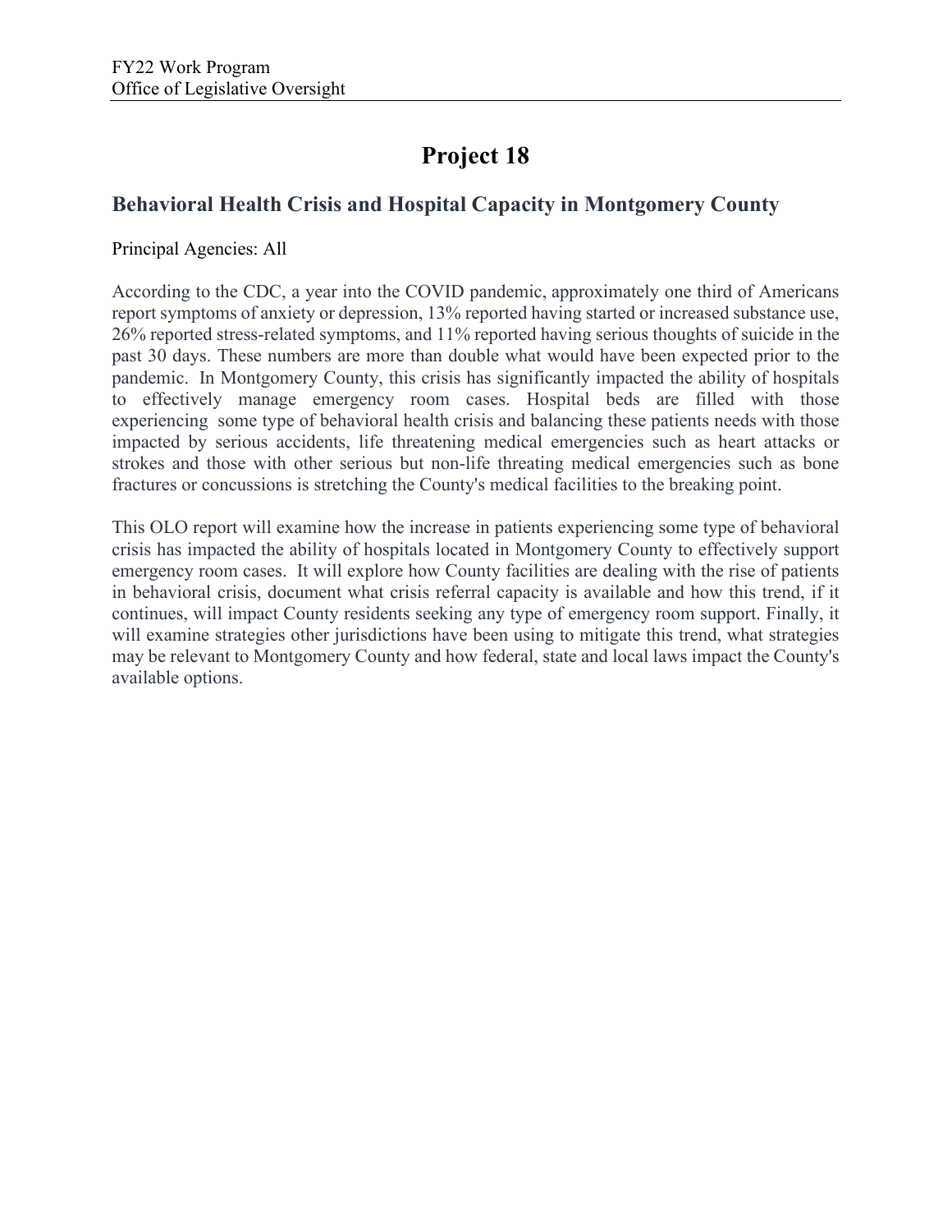# Project 18

## Behavioral Health Crisis and Hospital Capacity in Montgomery County

Principal Agencies: All

According to the CDC, a year into the COVID pandemic, approximately one third of Americans report symptoms of anxiety or depression, 13% reported having started or increased substance use, 26% reported stress-related symptoms, and 11% reported having serious thoughts of suicide in the past 30 days. These numbers are more than double what would have been expected prior to the pandemic. In Montgomery County, this crisis has significantly impacted the ability of hospitals to effectively manage emergency room cases. Hospital beds are filled with those experiencing some type of behavioral health crisis and balancing these patients needs with those impacted by serious accidents, life threatening medical emergencies such as heart attacks or strokes and those with other serious but non-life threating medical emergencies such as bone fractures or concussions is stretching the County's medical facilities to the breaking point.

This OLO report will examine how the increase in patients experiencing some type of behavioral crisis has impacted the ability of hospitals located in Montgomery County to effectively support emergency room cases. It will explore how County facilities are dealing with the rise of patients in behavioral crisis, document what crisis referral capacity is available and how this trend, if it continues, will impact County residents seeking any type of emergency room support. Finally, it will examine strategies other jurisdictions have been using to mitigate this trend, what strategies may be relevant to Montgomery County and how federal, state and local laws impact the County's available options.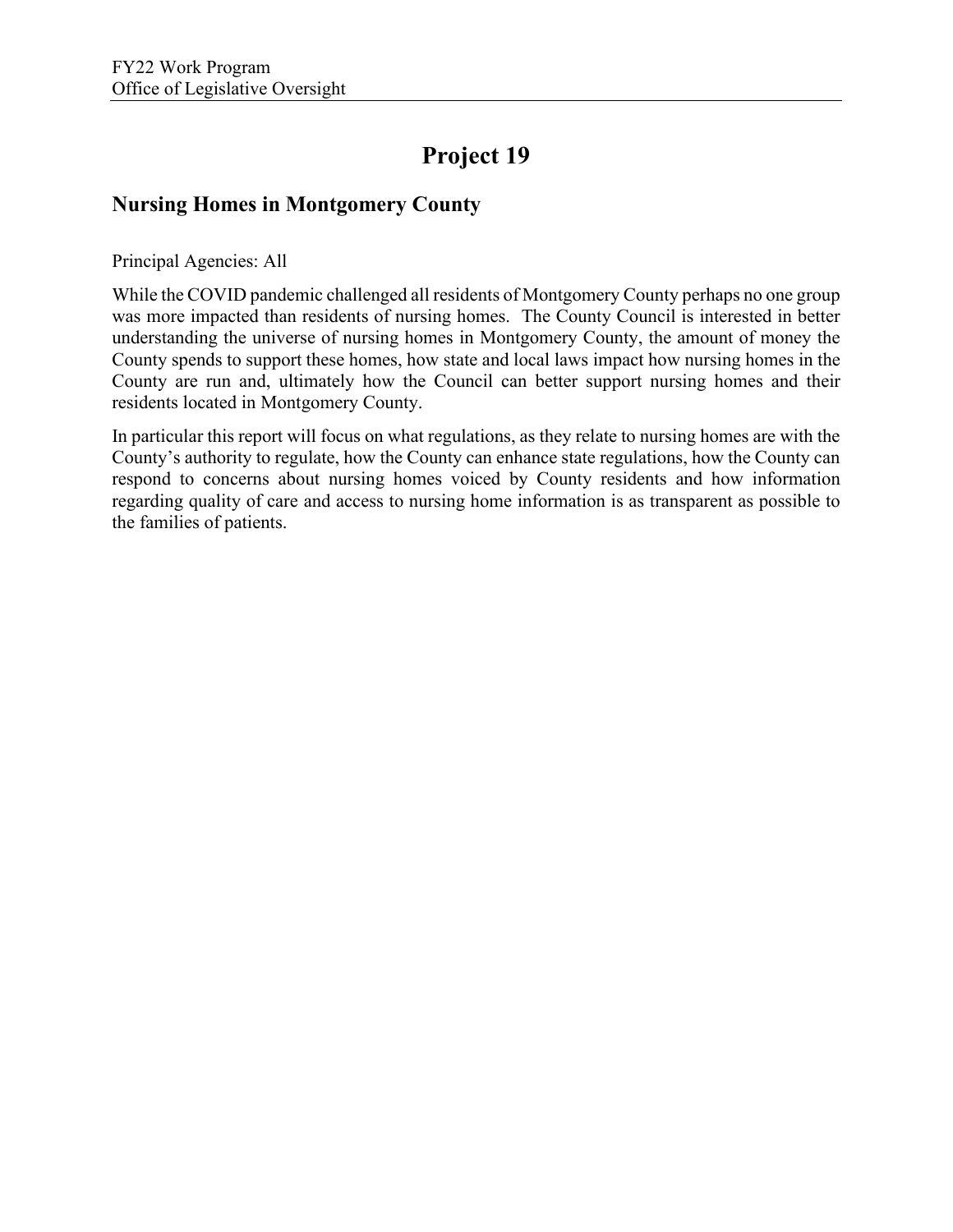# Project 19

## Nursing Homes in Montgomery County

Principal Agencies: All

While the COVID pandemic challenged all residents of Montgomery County perhaps no one group was more impacted than residents of nursing homes. The County Council is interested in better understanding the universe of nursing homes in Montgomery County, the amount of money the County spends to support these homes, how state and local laws impact how nursing homes in the County are run and, ultimately how the Council can better support nursing homes and their residents located in Montgomery County.

In particular this report will focus on what regulations, as they relate to nursing homes are with the County's authority to regulate, how the County can enhance state regulations, how the County can respond to concerns about nursing homes voiced by County residents and how information regarding quality of care and access to nursing home information is as transparent as possible to the families of patients.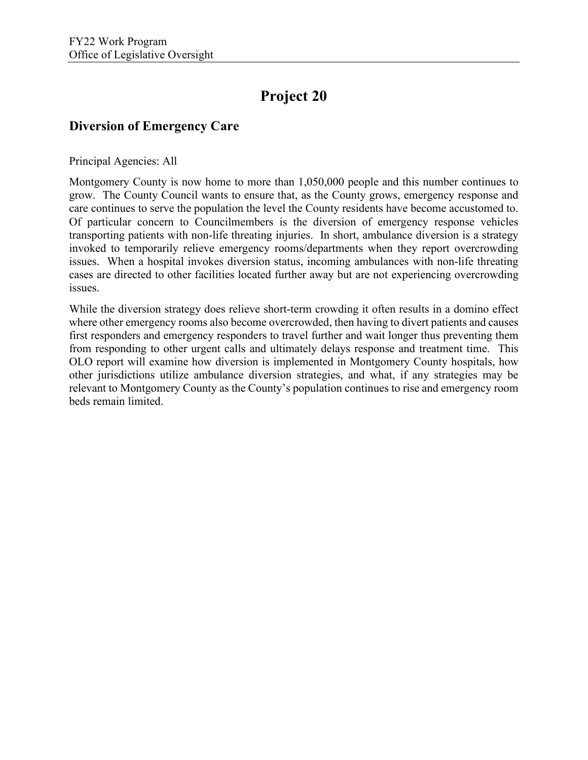# Project 20

## Diversion of Emergency Care

Principal Agencies: All

Montgomery County is now home to more than 1,050,000 people and this number continues to grow. The County Council wants to ensure that, as the County grows, emergency response and care continues to serve the population the level the County residents have become accustomed to. Of particular concern to Councilmembers is the diversion of emergency response vehicles transporting patients with non-life threating injuries. In short, ambulance diversion is a strategy invoked to temporarily relieve emergency rooms/departments when they report overcrowding issues. When a hospital invokes diversion status, incoming ambulances with non-life threating cases are directed to other facilities located further away but are not experiencing overcrowding issues.

While the diversion strategy does relieve short-term crowding it often results in a domino effect where other emergency rooms also become overcrowded, then having to divert patients and causes first responders and emergency responders to travel further and wait longer thus preventing them from responding to other urgent calls and ultimately delays response and treatment time. This OLO report will examine how diversion is implemented in Montgomery County hospitals, how other jurisdictions utilize ambulance diversion strategies, and what, if any strategies may be relevant to Montgomery County as the County's population continues to rise and emergency room beds remain limited.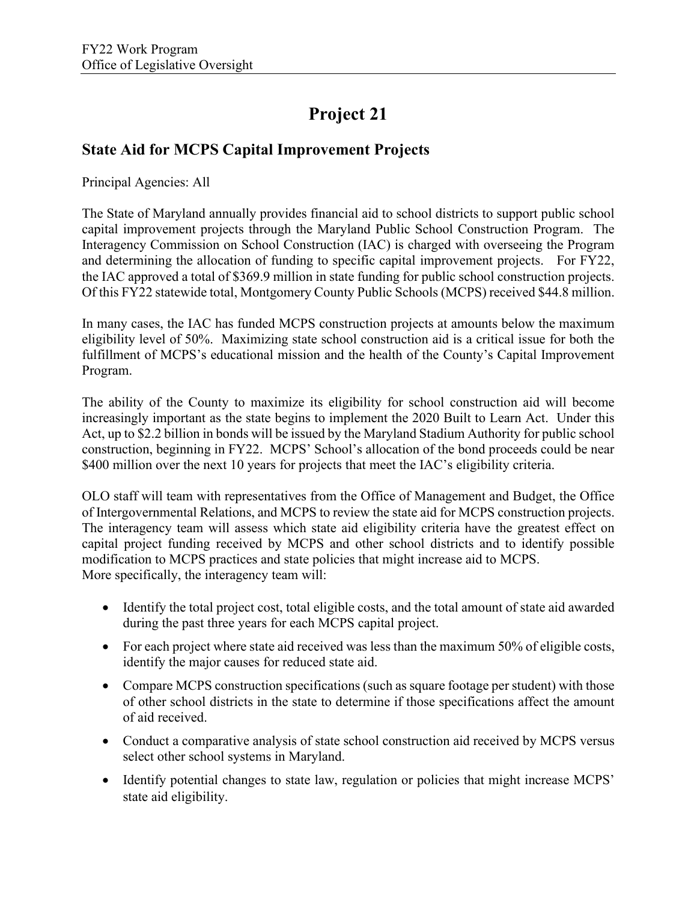# Project 21

## State Aid for MCPS Capital Improvement Projects

Principal Agencies: All

The State of Maryland annually provides financial aid to school districts to support public school capital improvement projects through the Maryland Public School Construction Program. The Interagency Commission on School Construction (IAC) is charged with overseeing the Program and determining the allocation of funding to specific capital improvement projects. For FY22, the IAC approved a total of $369.9 million in state funding for public school construction projects. Of this FY22 statewide total, Montgomery County Public Schools (MCPS) received $44.8 million.

In many cases, the IAC has funded MCPS construction projects at amounts below the maximum eligibility level of 50%. Maximizing state school construction aid is a critical issue for both the fulfillment of MCPS's educational mission and the health of the County's Capital Improvement Program.

The ability of the County to maximize its eligibility for school construction aid will become increasingly important as the state begins to implement the 2020 Built to Learn Act. Under this Act, up to $2.2 billion in bonds will be issued by the Maryland Stadium Authority for public school construction, beginning in FY22. MCPS' School's allocation of the bond proceeds could be near $400 million over the next 10 years for projects that meet the IAC's eligibility criteria.

OLO staff will team with representatives from the Office of Management and Budget, the Office of Intergovernmental Relations, and MCPS to review the state aid for MCPS construction projects. The interagency team will assess which state aid eligibility criteria have the greatest effect on capital project funding received by MCPS and other school districts and to identify possible modification to MCPS practices and state policies that might increase aid to MCPS.
More specifically, the interagency team will:

- Identify the total project cost, total eligible costs, and the total amount of state aid awarded during the past three years for each MCPS capital project.
- For each project where state aid received was less than the maximum 50% of eligible costs, identify the major causes for reduced state aid.
- Compare MCPS construction specifications (such as square footage per student) with those of other school districts in the state to determine if those specifications affect the amount of aid received.
- Conduct a comparative analysis of state school construction aid received by MCPS versus select other school systems in Maryland.
- Identify potential changes to state law, regulation or policies that might increase MCPS' state aid eligibility.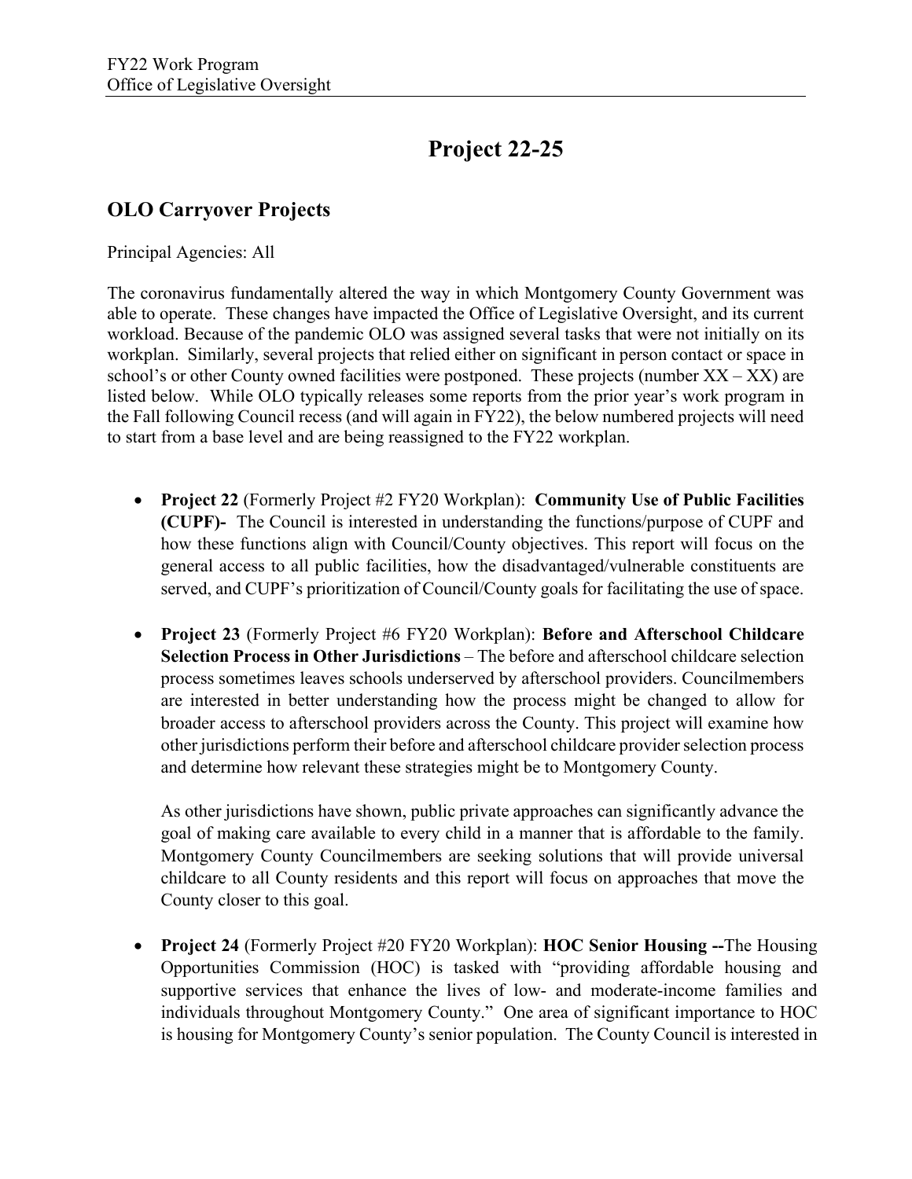# Project 22-25

## OLO Carryover Projects

Principal Agencies: All

The coronavirus fundamentally altered the way in which Montgomery County Government was able to operate. These changes have impacted the Office of Legislative Oversight, and its current workload. Because of the pandemic OLO was assigned several tasks that were not initially on its workplan. Similarly, several projects that relied either on significant in person contact or space in school's or other County owned facilities were postponed. These projects (number XX – XX) are listed below. While OLO typically releases some reports from the prior year's work program in the Fall following Council recess (and will again in FY22), the below numbered projects will need to start from a base level and are being reassigned to the FY22 workplan.

- **Project 22** (Formerly Project #2 FY20 Workplan): **Community Use of Public Facilities (CUPF)-** The Council is interested in understanding the functions/purpose of CUPF and how these functions align with Council/County objectives. This report will focus on the general access to all public facilities, how the disadvantaged/vulnerable constituents are served, and CUPF's prioritization of Council/County goals for facilitating the use of space.

- **Project 23** (Formerly Project #6 FY20 Workplan): **Before and Afterschool Childcare Selection Process in Other Jurisdictions** – The before and afterschool childcare selection process sometimes leaves schools underserved by afterschool providers. Councilmembers are interested in better understanding how the process might be changed to allow for broader access to afterschool providers across the County. This project will examine how other jurisdictions perform their before and afterschool childcare provider selection process and determine how relevant these strategies might be to Montgomery County.

  As other jurisdictions have shown, public private approaches can significantly advance the goal of making care available to every child in a manner that is affordable to the family. Montgomery County Councilmembers are seeking solutions that will provide universal childcare to all County residents and this report will focus on approaches that move the County closer to this goal.

- **Project 24** (Formerly Project #20 FY20 Workplan): **HOC Senior Housing --**The Housing Opportunities Commission (HOC) is tasked with "providing affordable housing and supportive services that enhance the lives of low- and moderate-income families and individuals throughout Montgomery County." One area of significant importance to HOC is housing for Montgomery County's senior population. The County Council is interested in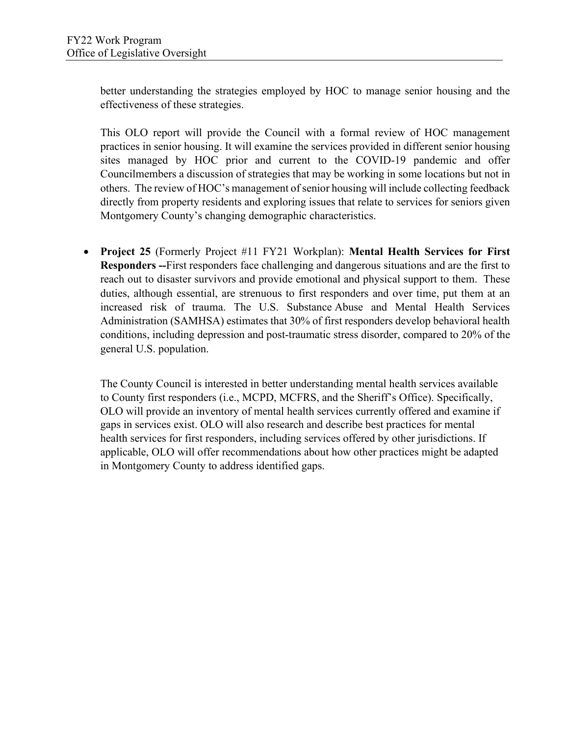better understanding the strategies employed by HOC to manage senior housing and the effectiveness of these strategies.

This OLO report will provide the Council with a formal review of HOC management practices in senior housing. It will examine the services provided in different senior housing sites managed by HOC prior and current to the COVID-19 pandemic and offer Councilmembers a discussion of strategies that may be working in some locations but not in others. The review of HOC's management of senior housing will include collecting feedback directly from property residents and exploring issues that relate to services for seniors given Montgomery County's changing demographic characteristics.

- **Project 25** (Formerly Project #11 FY21 Workplan): **Mental Health Services for First Responders --**First responders face challenging and dangerous situations and are the first to reach out to disaster survivors and provide emotional and physical support to them. These duties, although essential, are strenuous to first responders and over time, put them at an increased risk of trauma. The U.S. Substance Abuse and Mental Health Services Administration (SAMHSA) estimates that 30% of first responders develop behavioral health conditions, including depression and post-traumatic stress disorder, compared to 20% of the general U.S. population.

  The County Council is interested in better understanding mental health services available to County first responders (i.e., MCPD, MCFRS, and the Sheriff's Office). Specifically, OLO will provide an inventory of mental health services currently offered and examine if gaps in services exist. OLO will also research and describe best practices for mental health services for first responders, including services offered by other jurisdictions. If applicable, OLO will offer recommendations about how other practices might be adapted in Montgomery County to address identified gaps.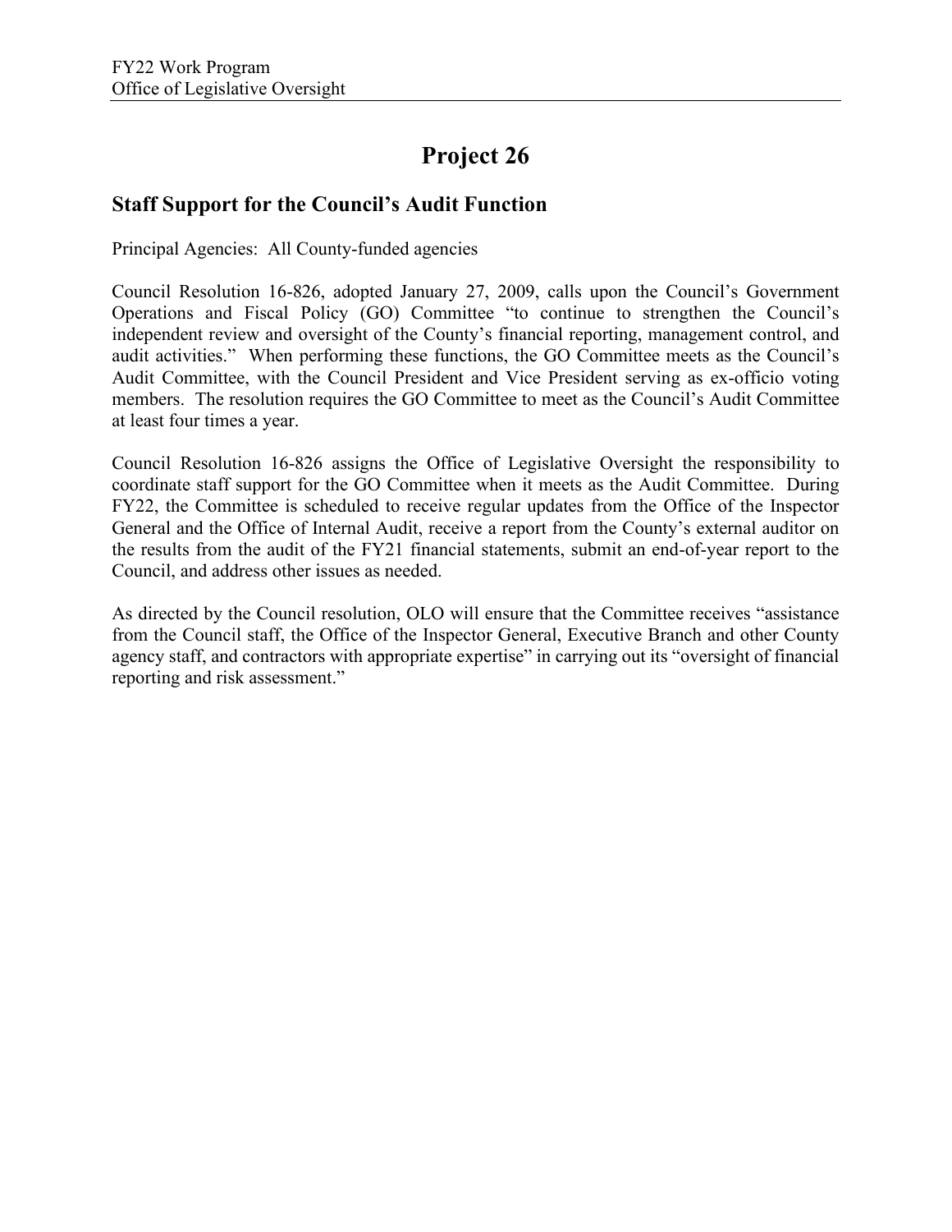# Project 26

## Staff Support for the Council's Audit Function

Principal Agencies: All County-funded agencies

Council Resolution 16-826, adopted January 27, 2009, calls upon the Council's Government Operations and Fiscal Policy (GO) Committee "to continue to strengthen the Council's independent review and oversight of the County's financial reporting, management control, and audit activities." When performing these functions, the GO Committee meets as the Council's Audit Committee, with the Council President and Vice President serving as ex-officio voting members. The resolution requires the GO Committee to meet as the Council's Audit Committee at least four times a year.

Council Resolution 16-826 assigns the Office of Legislative Oversight the responsibility to coordinate staff support for the GO Committee when it meets as the Audit Committee. During FY22, the Committee is scheduled to receive regular updates from the Office of the Inspector General and the Office of Internal Audit, receive a report from the County's external auditor on the results from the audit of the FY21 financial statements, submit an end-of-year report to the Council, and address other issues as needed.

As directed by the Council resolution, OLO will ensure that the Committee receives "assistance from the Council staff, the Office of the Inspector General, Executive Branch and other County agency staff, and contractors with appropriate expertise" in carrying out its "oversight of financial reporting and risk assessment."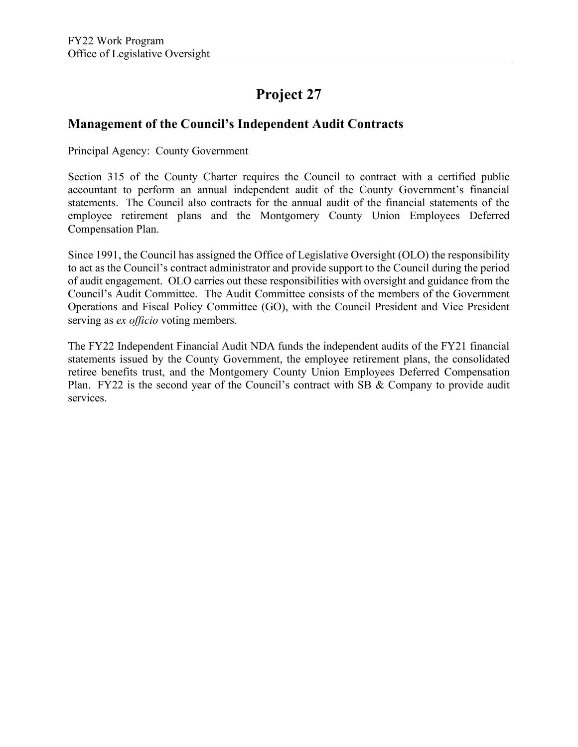# Project 27

## Management of the Council's Independent Audit Contracts

Principal Agency: County Government

Section 315 of the County Charter requires the Council to contract with a certified public accountant to perform an annual independent audit of the County Government's financial statements. The Council also contracts for the annual audit of the financial statements of the employee retirement plans and the Montgomery County Union Employees Deferred Compensation Plan.

Since 1991, the Council has assigned the Office of Legislative Oversight (OLO) the responsibility to act as the Council's contract administrator and provide support to the Council during the period of audit engagement. OLO carries out these responsibilities with oversight and guidance from the Council's Audit Committee. The Audit Committee consists of the members of the Government Operations and Fiscal Policy Committee (GO), with the Council President and Vice President serving as *ex officio* voting members.

The FY22 Independent Financial Audit NDA funds the independent audits of the FY21 financial statements issued by the County Government, the employee retirement plans, the consolidated retiree benefits trust, and the Montgomery County Union Employees Deferred Compensation Plan. FY22 is the second year of the Council's contract with SB & Company to provide audit services.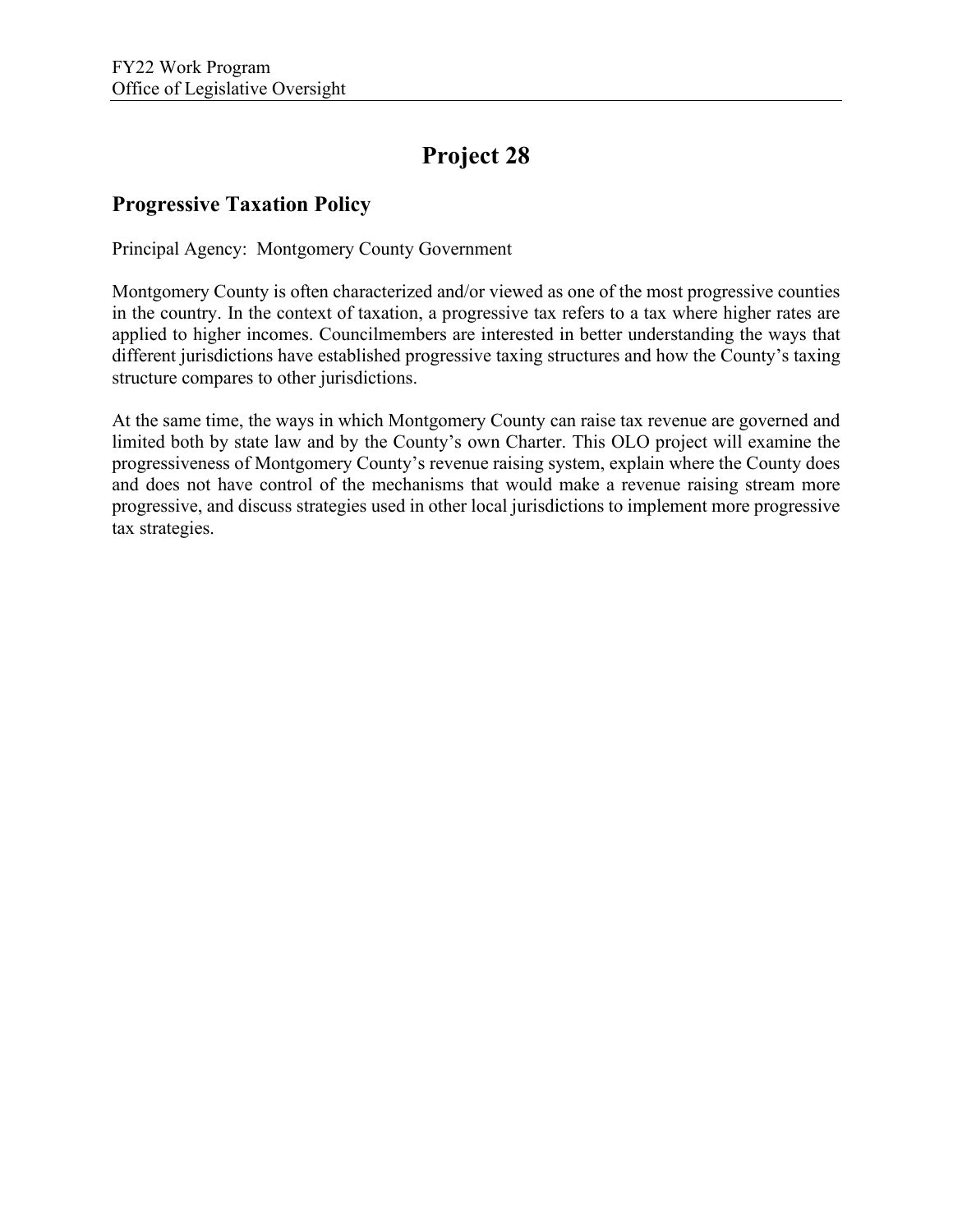# Project 28

## Progressive Taxation Policy

Principal Agency: Montgomery County Government

Montgomery County is often characterized and/or viewed as one of the most progressive counties in the country. In the context of taxation, a progressive tax refers to a tax where higher rates are applied to higher incomes. Councilmembers are interested in better understanding the ways that different jurisdictions have established progressive taxing structures and how the County's taxing structure compares to other jurisdictions.

At the same time, the ways in which Montgomery County can raise tax revenue are governed and limited both by state law and by the County's own Charter. This OLO project will examine the progressiveness of Montgomery County's revenue raising system, explain where the County does and does not have control of the mechanisms that would make a revenue raising stream more progressive, and discuss strategies used in other local jurisdictions to implement more progressive tax strategies.